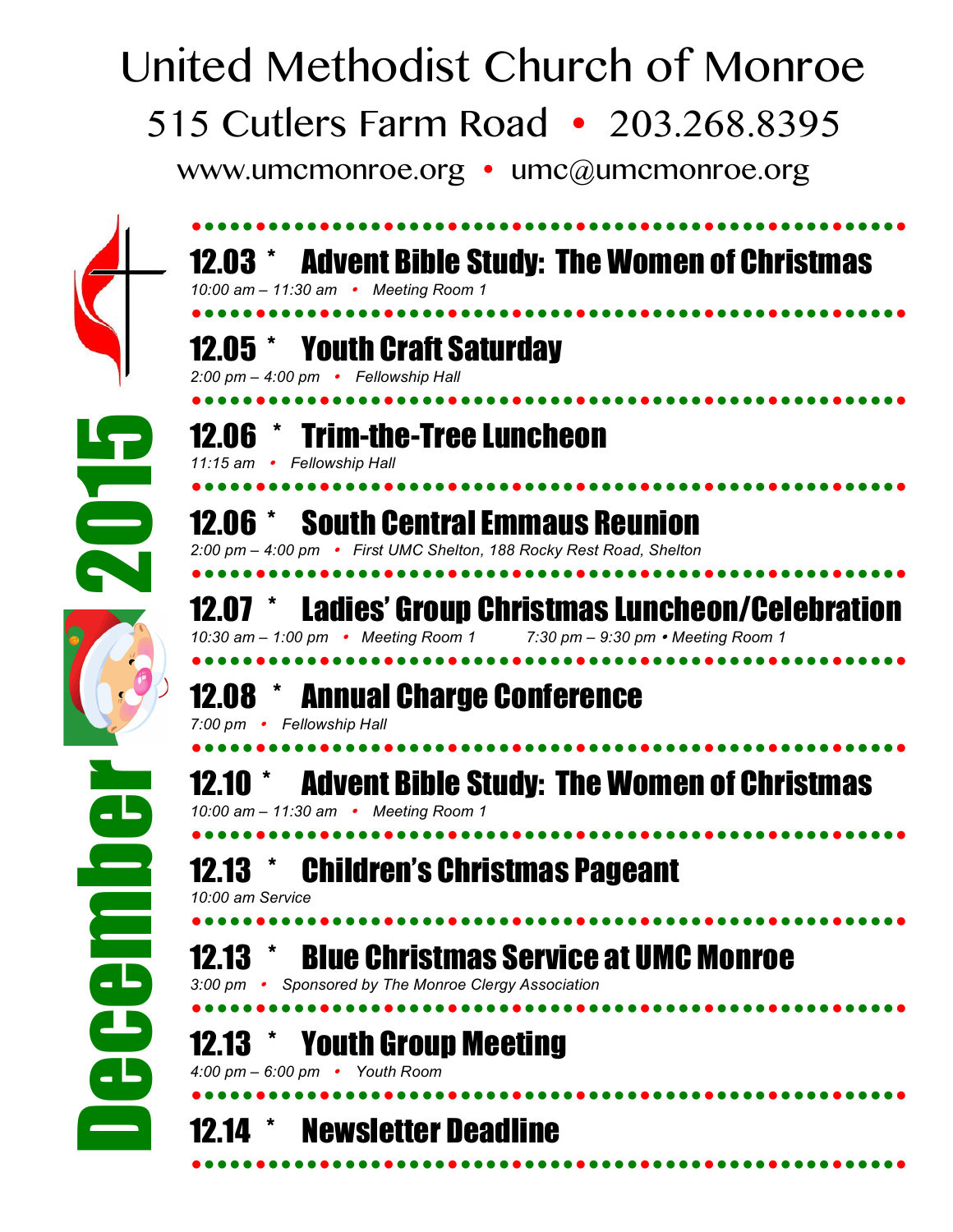# United Methodist Church of Monroe

515 Cutlers Farm Road • 203.268.8395

www.umcmonroe.org • umc@umcmonroe.org

## December 2015

### 12.03 * Advent Bible Study: The Women of Christmas

*10:00 am – 11:30 am • Meeting Room 1*

### 12.05 * Youth Craft Saturday

*2:00 pm – 4:00 pm • Fellowship Hall*

### 12.06 * Trim-the-Tree Luncheon

*11:15 am • Fellowship Hall*

### 12.06 * South Central Emmaus Reunion

*2:00 pm – 4:00 pm • First UMC Shelton, 188 Rocky Rest Road, Shelton*

### 12.07 * Ladies' Group Christmas Luncheon/Celebration

*10:30 am – 1:00 pm • Meeting Room 1*  *7:30 pm – 9:30 pm • Meeting Room 1*

### 12.08 * Annual Charge Conference

*7:00 pm • Fellowship Hall*

### 12.10 * Advent Bible Study: The Women of Christmas

*10:00 am – 11:30 am • Meeting Room 1*

### 12.13 * Children's Christmas Pageant

*10:00 am Service*

### 12.13 * Blue Christmas Service at UMC Monroe

*3:00 pm • Sponsored by The Monroe Clergy Association*

### 12.13 * Youth Group Meeting

*4:00 pm – 6:00 pm • Youth Room*

### 12.14 * Newsletter Deadline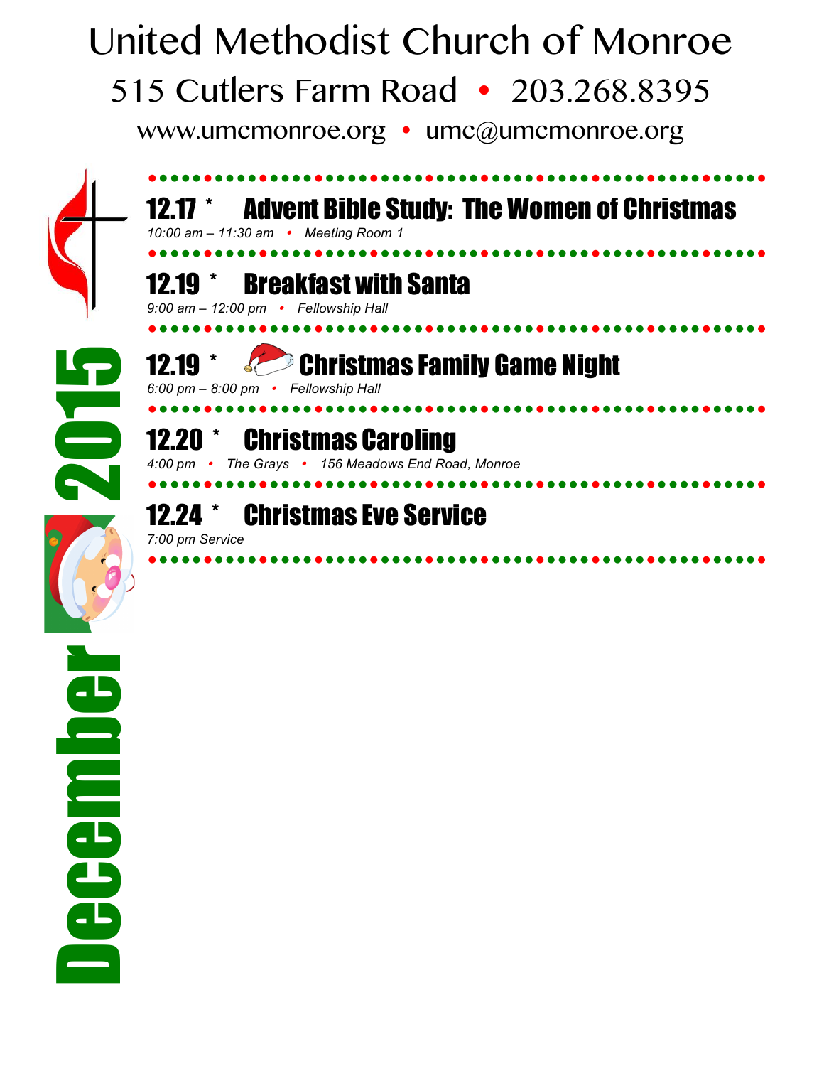# United Methodist Church of Monroe

515 Cutlers Farm Road • 203.268.8395

www.umcmonroe.org • umc@umcmonroe.org

December 2015

## 12.17 * Advent Bible Study: The Women of Christmas

*10:00 am – 11:30 am • Meeting Room 1*

## 12.19 * Breakfast with Santa

*9:00 am – 12:00 pm • Fellowship Hall*

## 12.19 * Christmas Family Game Night

*6:00 pm – 8:00 pm • Fellowship Hall*

## 12.20 * Christmas Caroling

*4:00 pm • The Grays • 156 Meadows End Road, Monroe*

## 12.24 * Christmas Eve Service

*7:00 pm Service*